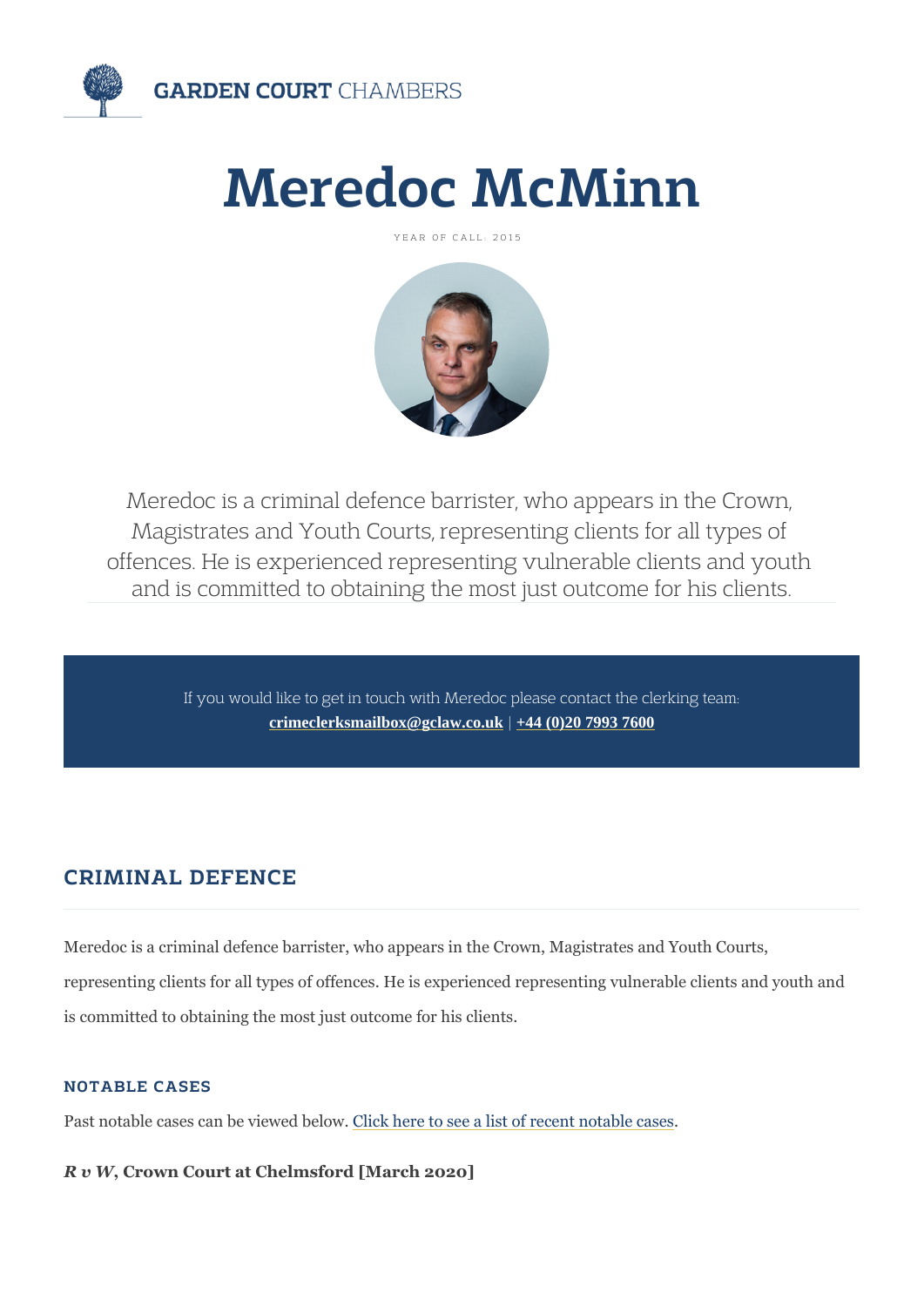GARDEN COURT CHAMBERS

# Meredoc McMinn

YEAR OF CALL: 2015

Meredoc is a criminal defence barrister, who appears in the Crown, Magistrates and Youth Courts, representing clients for all types of offences. He is experienced representing vulnerable clients and youth and is committed to obtaining the most just outcome for his clients.

If you would like to get in touch with Meredoc please contact the clerking team:
**crimeclerksmailbox@gclaw.co.uk** | **+44 (0)20 7993 7600**

## CRIMINAL DEFENCE

Meredoc is a criminal defence barrister, who appears in the Crown, Magistrates and Youth Courts, representing clients for all types of offences. He is experienced representing vulnerable clients and youth and is committed to obtaining the most just outcome for his clients.

### NOTABLE CASES

Past notable cases can be viewed below. Click here to see a list of recent notable cases.

***R v W*, Crown Court at Chelmsford [March 2020]**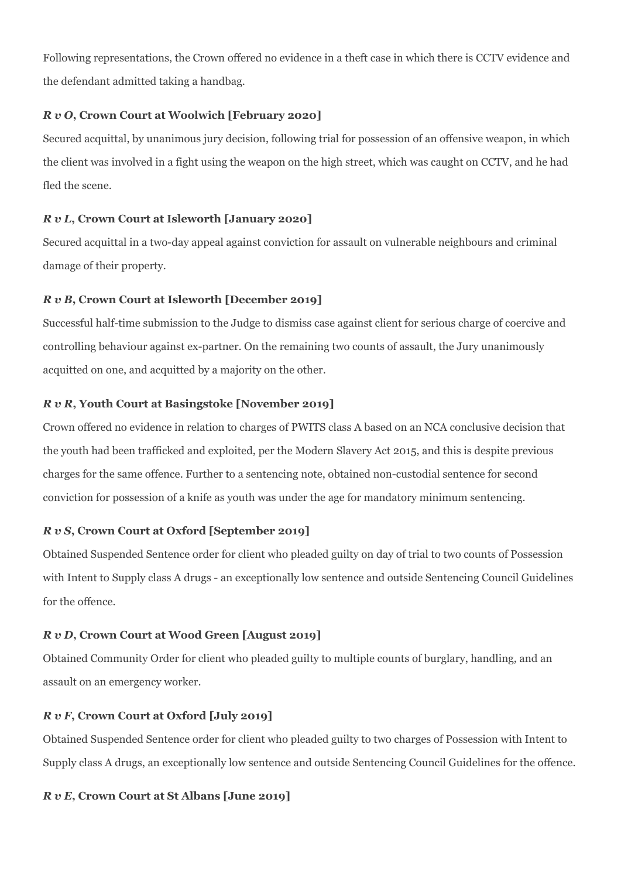Following representations, the Crown offered no evidence in a theft case in which there is CCTV evidence and the defendant admitted taking a handbag.

### *R v O*, Crown Court at Woolwich [February 2020]

Secured acquittal, by unanimous jury decision, following trial for possession of an offensive weapon, in which the client was involved in a fight using the weapon on the high street, which was caught on CCTV, and he had fled the scene.

### *R v L*, Crown Court at Isleworth [January 2020]

Secured acquittal in a two-day appeal against conviction for assault on vulnerable neighbours and criminal damage of their property.

### *R v B*, Crown Court at Isleworth [December 2019]

Successful half-time submission to the Judge to dismiss case against client for serious charge of coercive and controlling behaviour against ex-partner. On the remaining two counts of assault, the Jury unanimously acquitted on one, and acquitted by a majority on the other.

### *R v R*, Youth Court at Basingstoke [November 2019]

Crown offered no evidence in relation to charges of PWITS class A based on an NCA conclusive decision that the youth had been trafficked and exploited, per the Modern Slavery Act 2015, and this is despite previous charges for the same offence. Further to a sentencing note, obtained non-custodial sentence for second conviction for possession of a knife as youth was under the age for mandatory minimum sentencing.

### *R v S*, Crown Court at Oxford [September 2019]

Obtained Suspended Sentence order for client who pleaded guilty on day of trial to two counts of Possession with Intent to Supply class A drugs - an exceptionally low sentence and outside Sentencing Council Guidelines for the offence.

### *R v D*, Crown Court at Wood Green [August 2019]

Obtained Community Order for client who pleaded guilty to multiple counts of burglary, handling, and an assault on an emergency worker.

### *R v F*, Crown Court at Oxford [July 2019]

Obtained Suspended Sentence order for client who pleaded guilty to two charges of Possession with Intent to Supply class A drugs, an exceptionally low sentence and outside Sentencing Council Guidelines for the offence.

### *R v E*, Crown Court at St Albans [June 2019]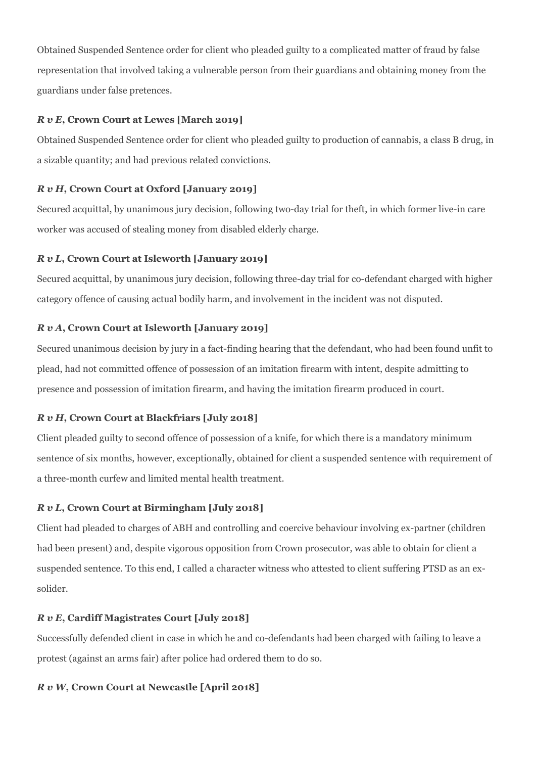Obtained Suspended Sentence order for client who pleaded guilty to a complicated matter of fraud by false representation that involved taking a vulnerable person from their guardians and obtaining money from the guardians under false pretences.

***R v E*, Crown Court at Lewes [March 2019]**

Obtained Suspended Sentence order for client who pleaded guilty to production of cannabis, a class B drug, in a sizable quantity; and had previous related convictions.

***R v H*, Crown Court at Oxford [January 2019]**

Secured acquittal, by unanimous jury decision, following two-day trial for theft, in which former live-in care worker was accused of stealing money from disabled elderly charge.

***R v L*, Crown Court at Isleworth [January 2019]**

Secured acquittal, by unanimous jury decision, following three-day trial for co-defendant charged with higher category offence of causing actual bodily harm, and involvement in the incident was not disputed.

***R v A*, Crown Court at Isleworth [January 2019]**

Secured unanimous decision by jury in a fact-finding hearing that the defendant, who had been found unfit to plead, had not committed offence of possession of an imitation firearm with intent, despite admitting to presence and possession of imitation firearm, and having the imitation firearm produced in court.

***R v H*, Crown Court at Blackfriars [July 2018]**

Client pleaded guilty to second offence of possession of a knife, for which there is a mandatory minimum sentence of six months, however, exceptionally, obtained for client a suspended sentence with requirement of a three-month curfew and limited mental health treatment.

***R v L*, Crown Court at Birmingham [July 2018]**

Client had pleaded to charges of ABH and controlling and coercive behaviour involving ex-partner (children had been present) and, despite vigorous opposition from Crown prosecutor, was able to obtain for client a suspended sentence. To this end, I called a character witness who attested to client suffering PTSD as an ex-solider.

***R v E*, Cardiff Magistrates Court [July 2018]**

Successfully defended client in case in which he and co-defendants had been charged with failing to leave a protest (against an arms fair) after police had ordered them to do so.

***R v W*, Crown Court at Newcastle [April 2018]**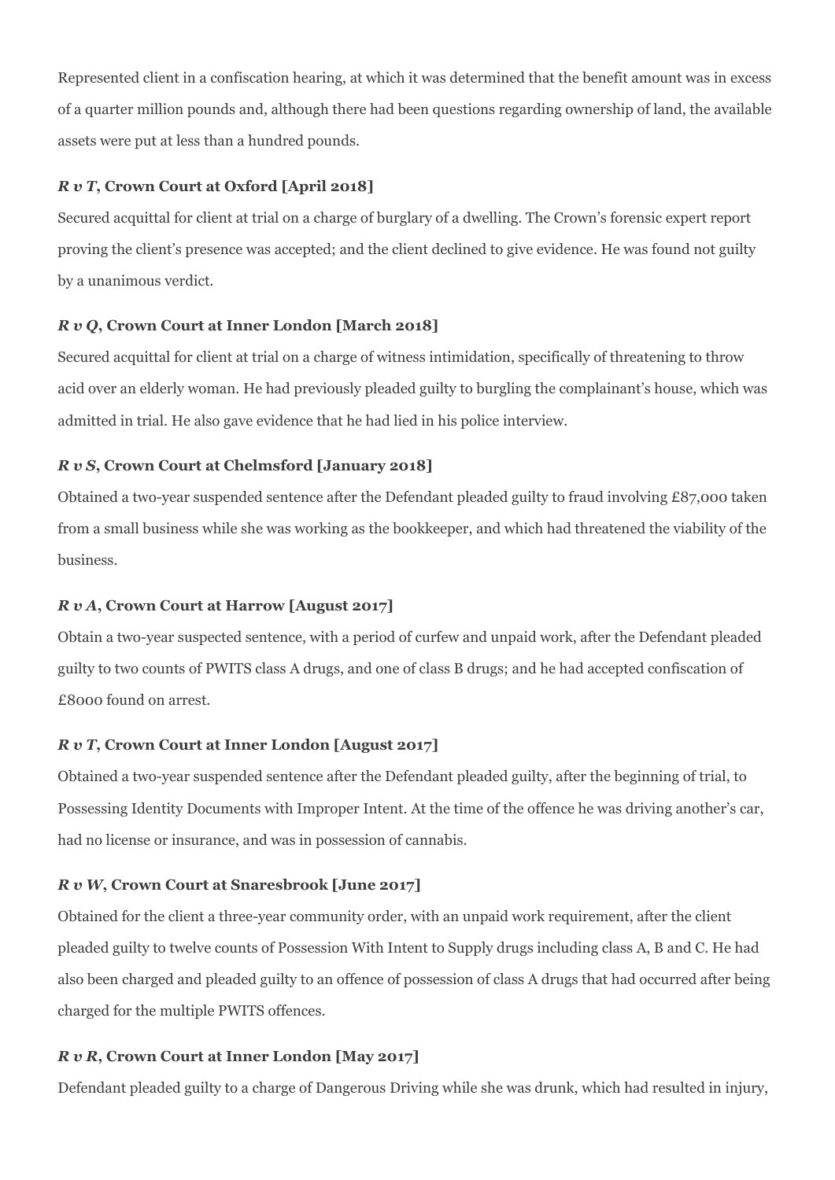Represented client in a confiscation hearing, at which it was determined that the benefit amount was in excess of a quarter million pounds and, although there had been questions regarding ownership of land, the available assets were put at less than a hundred pounds.

### ***R v T*, Crown Court at Oxford [April 2018]**

Secured acquittal for client at trial on a charge of burglary of a dwelling. The Crown's forensic expert report proving the client's presence was accepted; and the client declined to give evidence. He was found not guilty by a unanimous verdict.

### ***R v Q*, Crown Court at Inner London [March 2018]**

Secured acquittal for client at trial on a charge of witness intimidation, specifically of threatening to throw acid over an elderly woman. He had previously pleaded guilty to burgling the complainant's house, which was admitted in trial. He also gave evidence that he had lied in his police interview.

### ***R v S*, Crown Court at Chelmsford [January 2018]**

Obtained a two-year suspended sentence after the Defendant pleaded guilty to fraud involving £87,000 taken from a small business while she was working as the bookkeeper, and which had threatened the viability of the business.

### ***R v A*, Crown Court at Harrow [August 2017]**

Obtain a two-year suspected sentence, with a period of curfew and unpaid work, after the Defendant pleaded guilty to two counts of PWITS class A drugs, and one of class B drugs; and he had accepted confiscation of £8000 found on arrest.

### ***R v T*, Crown Court at Inner London [August 2017]**

Obtained a two-year suspended sentence after the Defendant pleaded guilty, after the beginning of trial, to Possessing Identity Documents with Improper Intent. At the time of the offence he was driving another's car, had no license or insurance, and was in possession of cannabis.

### ***R v W*, Crown Court at Snaresbrook [June 2017]**

Obtained for the client a three-year community order, with an unpaid work requirement, after the client pleaded guilty to twelve counts of Possession With Intent to Supply drugs including class A, B and C. He had also been charged and pleaded guilty to an offence of possession of class A drugs that had occurred after being charged for the multiple PWITS offences.

### ***R v R*, Crown Court at Inner London [May 2017]**

Defendant pleaded guilty to a charge of Dangerous Driving while she was drunk, which had resulted in injury,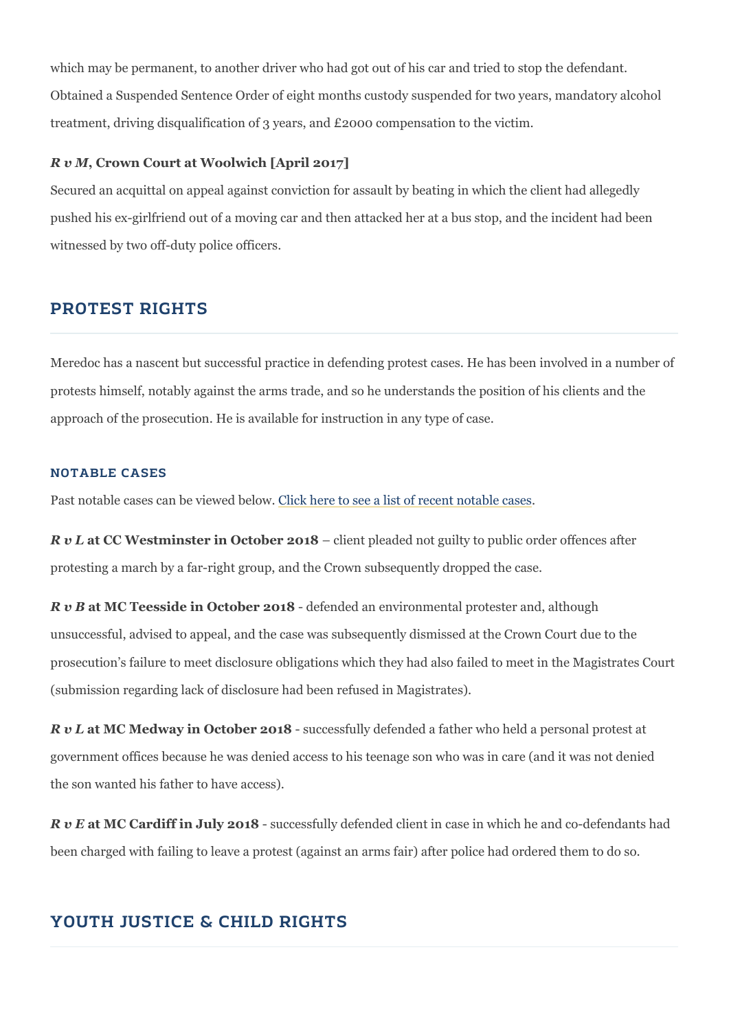which may be permanent, to another driver who had got out of his car and tried to stop the defendant. Obtained a Suspended Sentence Order of eight months custody suspended for two years, mandatory alcohol treatment, driving disqualification of 3 years, and £2000 compensation to the victim.

***R v M*, Crown Court at Woolwich [April 2017]**

Secured an acquittal on appeal against conviction for assault by beating in which the client had allegedly pushed his ex-girlfriend out of a moving car and then attacked her at a bus stop, and the incident had been witnessed by two off-duty police officers.

## PROTEST RIGHTS

Meredoc has a nascent but successful practice in defending protest cases. He has been involved in a number of protests himself, notably against the arms trade, and so he understands the position of his clients and the approach of the prosecution. He is available for instruction in any type of case.

### NOTABLE CASES

Past notable cases can be viewed below. Click here to see a list of recent notable cases.

***R v L* at CC Westminster in October 2018** – client pleaded not guilty to public order offences after protesting a march by a far-right group, and the Crown subsequently dropped the case.

***R v B* at MC Teesside in October 2018** - defended an environmental protester and, although unsuccessful, advised to appeal, and the case was subsequently dismissed at the Crown Court due to the prosecution's failure to meet disclosure obligations which they had also failed to meet in the Magistrates Court (submission regarding lack of disclosure had been refused in Magistrates).

***R v L* at MC Medway in October 2018** - successfully defended a father who held a personal protest at government offices because he was denied access to his teenage son who was in care (and it was not denied the son wanted his father to have access).

***R v E* at MC Cardiff in July 2018** - successfully defended client in case in which he and co-defendants had been charged with failing to leave a protest (against an arms fair) after police had ordered them to do so.

## YOUTH JUSTICE & CHILD RIGHTS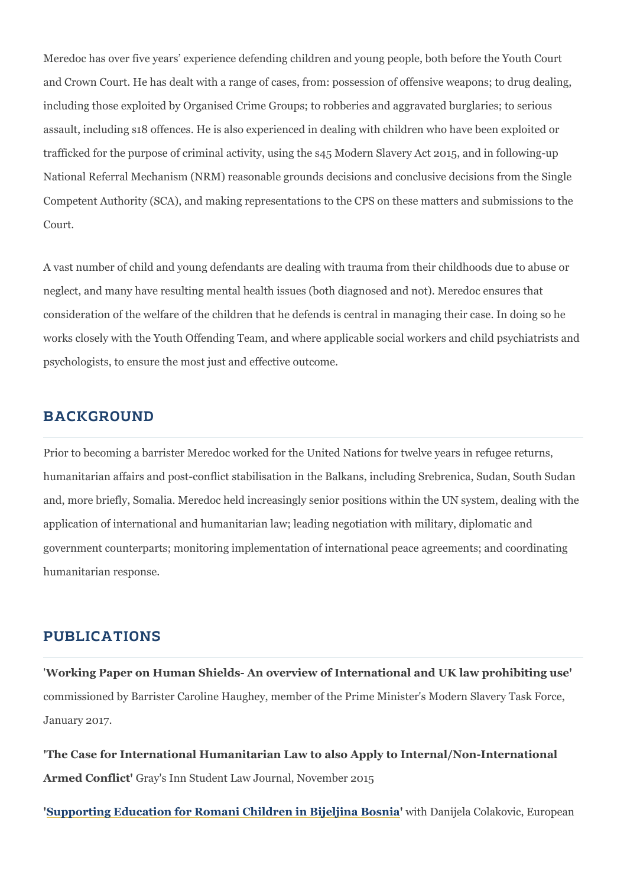Meredoc has over five years' experience defending children and young people, both before the Youth Court and Crown Court. He has dealt with a range of cases, from: possession of offensive weapons; to drug dealing, including those exploited by Organised Crime Groups; to robberies and aggravated burglaries; to serious assault, including s18 offences. He is also experienced in dealing with children who have been exploited or trafficked for the purpose of criminal activity, using the s45 Modern Slavery Act 2015, and in following-up National Referral Mechanism (NRM) reasonable grounds decisions and conclusive decisions from the Single Competent Authority (SCA), and making representations to the CPS on these matters and submissions to the Court.

A vast number of child and young defendants are dealing with trauma from their childhoods due to abuse or neglect, and many have resulting mental health issues (both diagnosed and not). Meredoc ensures that consideration of the welfare of the children that he defends is central in managing their case. In doing so he works closely with the Youth Offending Team, and where applicable social workers and child psychiatrists and psychologists, to ensure the most just and effective outcome.

## BACKGROUND

Prior to becoming a barrister Meredoc worked for the United Nations for twelve years in refugee returns, humanitarian affairs and post-conflict stabilisation in the Balkans, including Srebrenica, Sudan, South Sudan and, more briefly, Somalia. Meredoc held increasingly senior positions within the UN system, dealing with the application of international and humanitarian law; leading negotiation with military, diplomatic and government counterparts; monitoring implementation of international peace agreements; and coordinating humanitarian response.

## PUBLICATIONS

**'Working Paper on Human Shields- An overview of International and UK law prohibiting use'** commissioned by Barrister Caroline Haughey, member of the Prime Minister's Modern Slavery Task Force, January 2017.

**'The Case for International Humanitarian Law to also Apply to Internal/Non-International Armed Conflict'** Gray's Inn Student Law Journal, November 2015

**'Supporting Education for Romani Children in Bijeljina Bosnia'** with Danijela Colakovic, European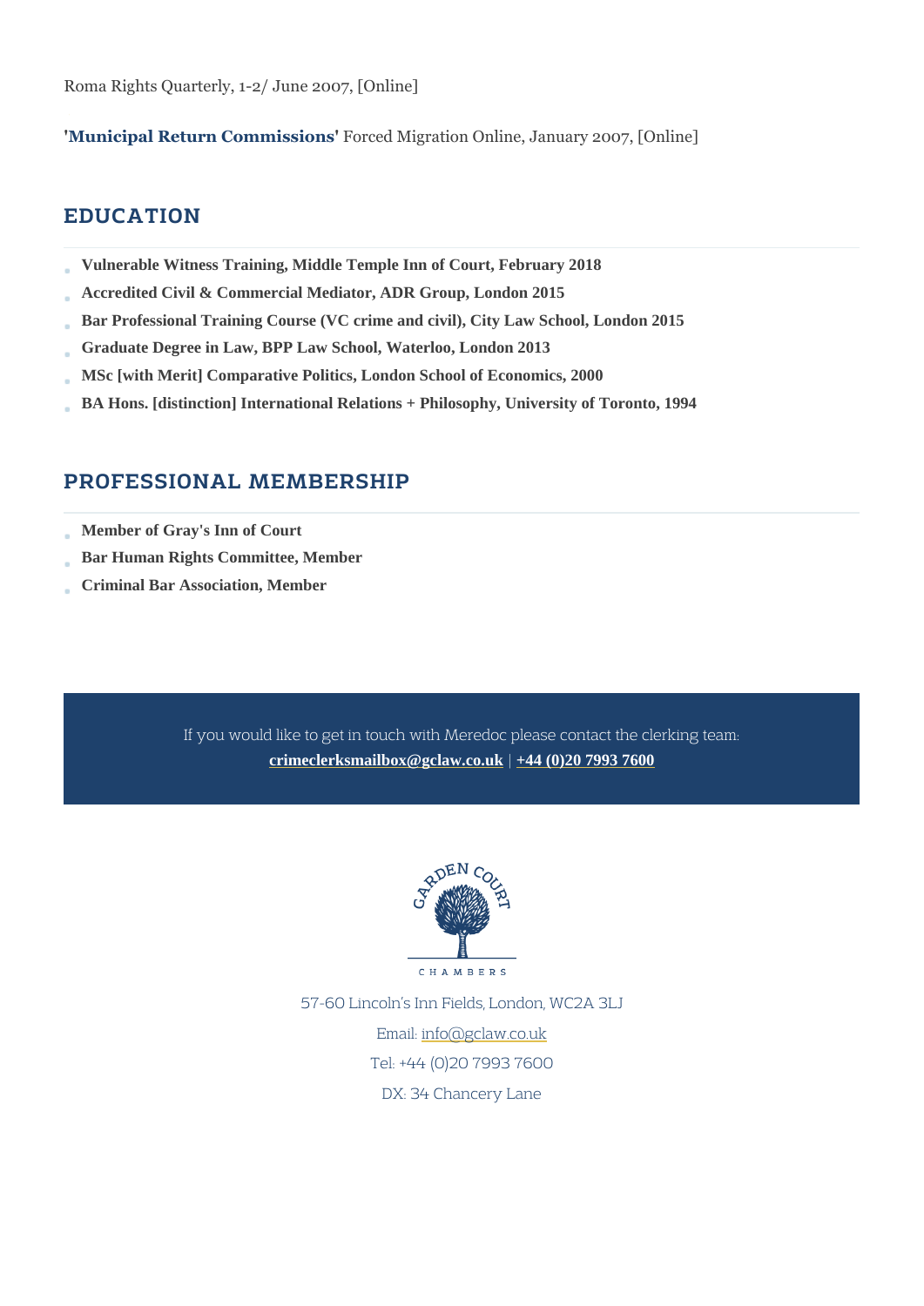Roma Rights Quarterly, 1-2/ June 2007, [Online]

**'Municipal Return Commissions'** Forced Migration Online, January 2007, [Online]

## EDUCATION

- **Vulnerable Witness Training, Middle Temple Inn of Court, February 2018**
- **Accredited Civil & Commercial Mediator, ADR Group, London 2015**
- **Bar Professional Training Course (VC crime and civil), City Law School, London 2015**
- **Graduate Degree in Law, BPP Law School, Waterloo, London 2013**
- **MSc [with Merit] Comparative Politics, London School of Economics, 2000**
- **BA Hons. [distinction] International Relations + Philosophy, University of Toronto, 1994**

## PROFESSIONAL MEMBERSHIP

- **Member of Gray's Inn of Court**
- **Bar Human Rights Committee, Member**
- **Criminal Bar Association, Member**

If you would like to get in touch with Meredoc please contact the clerking team:
**crimeclerksmailbox@gclaw.co.uk** | **+44 (0)20 7993 7600**

GARDEN COURT CHAMBERS

57-60 Lincoln's Inn Fields, London, WC2A 3LJ

Email: info@gclaw.co.uk

Tel: +44 (0)20 7993 7600

DX: 34 Chancery Lane